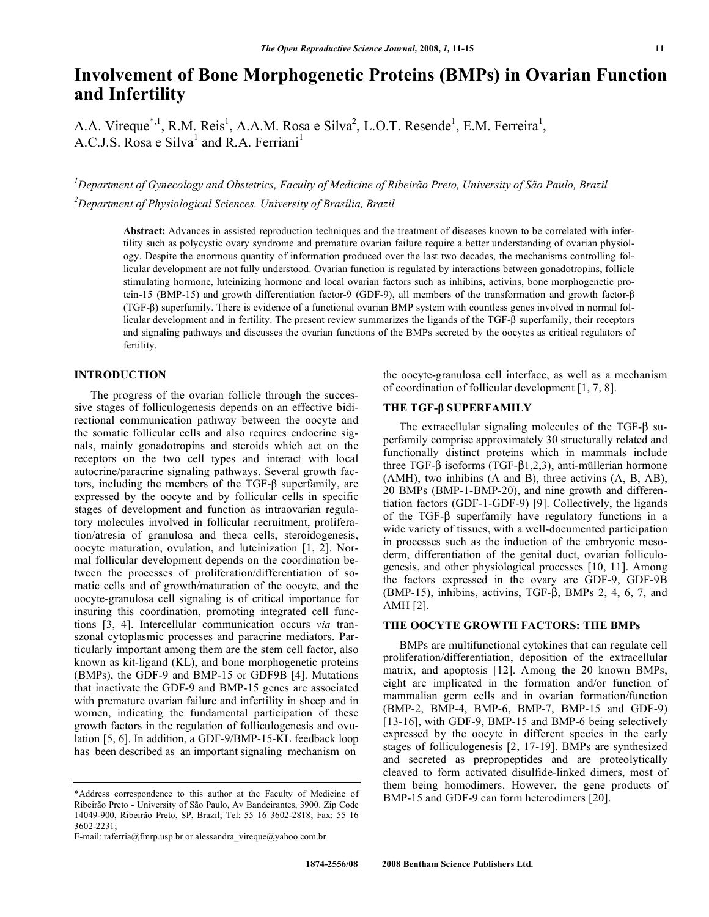# Involvement of Bone Morphogenetic Proteins (BMPs) in Ovarian Function and Infertility

A.A. Vireque[*,1], R.M. Reis[1], A.A.M. Rosa e Silva[2], L.O.T. Resende[1], E.M. Ferreira[1], A.C.J.S. Rosa e Silva[1] and R.A. Ferriani[1]

[1]Department of Gynecology and Obstetrics, Faculty of Medicine of Ribeirão Preto, University of São Paulo, Brazil

[2]Department of Physiological Sciences, University of Brasília, Brazil

**Abstract:** Advances in assisted reproduction techniques and the treatment of diseases known to be correlated with infertility such as polycystic ovary syndrome and premature ovarian failure require a better understanding of ovarian physiology. Despite the enormous quantity of information produced over the last two decades, the mechanisms controlling follicular development are not fully understood. Ovarian function is regulated by interactions between gonadotropins, follicle stimulating hormone, luteinizing hormone and local ovarian factors such as inhibins, activins, bone morphogenetic protein-15 (BMP-15) and growth differentiation factor-9 (GDF-9), all members of the transformation and growth factor-β (TGF-β) superfamily. There is evidence of a functional ovarian BMP system with countless genes involved in normal follicular development and in fertility. The present review summarizes the ligands of the TGF-β superfamily, their receptors and signaling pathways and discusses the ovarian functions of the BMPs secreted by the oocytes as critical regulators of fertility.

## INTRODUCTION

The progress of the ovarian follicle through the successive stages of folliculogenesis depends on an effective bidirectional communication pathway between the oocyte and the somatic follicular cells and also requires endocrine signals, mainly gonadotropins and steroids which act on the receptors on the two cell types and interact with local autocrine/paracrine signaling pathways. Several growth factors, including the members of the TGF-β superfamily, are expressed by the oocyte and by follicular cells in specific stages of development and function as intraovarian regulatory molecules involved in follicular recruitment, proliferation/atresia of granulosa and theca cells, steroidogenesis, oocyte maturation, ovulation, and luteinization [1, 2]. Normal follicular development depends on the coordination between the processes of proliferation/differentiation of somatic cells and of growth/maturation of the oocyte, and the oocyte-granulosa cell signaling is of critical importance for insuring this coordination, promoting integrated cell functions [3, 4]. Intercellular communication occurs *via* transzonal cytoplasmic processes and paracrine mediators. Particularly important among them are the stem cell factor, also known as kit-ligand (KL), and bone morphogenetic proteins (BMPs), the GDF-9 and BMP-15 or GDF9B [4]. Mutations that inactivate the GDF-9 and BMP-15 genes are associated with premature ovarian failure and infertility in sheep and in women, indicating the fundamental participation of these growth factors in the regulation of folliculogenesis and ovulation [5, 6]. In addition, a GDF-9/BMP-15-KL feedback loop has been described as an important signaling mechanism on the oocyte-granulosa cell interface, as well as a mechanism of coordination of follicular development [1, 7, 8].

## THE TGF-β SUPERFAMILY

The extracellular signaling molecules of the TGF-β superfamily comprise approximately 30 structurally related and functionally distinct proteins which in mammals include three TGF-β isoforms (TGF-β1,2,3), anti-müllerian hormone (AMH), two inhibins (A and B), three activins (A, B, AB), 20 BMPs (BMP-1-BMP-20), and nine growth and differentiation factors (GDF-1-GDF-9) [9]. Collectively, the ligands of the TGF-β superfamily have regulatory functions in a wide variety of tissues, with a well-documented participation in processes such as the induction of the embryonic mesoderm, differentiation of the genital duct, ovarian folliculogenesis, and other physiological processes [10, 11]. Among the factors expressed in the ovary are GDF-9, GDF-9B (BMP-15), inhibins, activins, TGF-β, BMPs 2, 4, 6, 7, and AMH [2].

## THE OOCYTE GROWTH FACTORS: THE BMPs

BMPs are multifunctional cytokines that can regulate cell proliferation/differentiation, deposition of the extracellular matrix, and apoptosis [12]. Among the 20 known BMPs, eight are implicated in the formation and/or function of mammalian germ cells and in ovarian formation/function (BMP-2, BMP-4, BMP-6, BMP-7, BMP-15 and GDF-9) [13-16], with GDF-9, BMP-15 and BMP-6 being selectively expressed by the oocyte in different species in the early stages of folliculogenesis [2, 17-19]. BMPs are synthesized and secreted as prepropeptides and are proteolytically cleaved to form activated disulfide-linked dimers, most of them being homodimers. However, the gene products of BMP-15 and GDF-9 can form heterodimers [20].

*Address correspondence to this author at the Faculty of Medicine of Ribeirão Preto - University of São Paulo, Av Bandeirantes, 3900. Zip Code 14049-900, Ribeirão Preto, SP, Brazil; Tel: 55 16 3602-2818; Fax: 55 16 3602-2231;
E-mail: raferria@fmrp.usp.br or alessandra_vireque@yahoo.com.br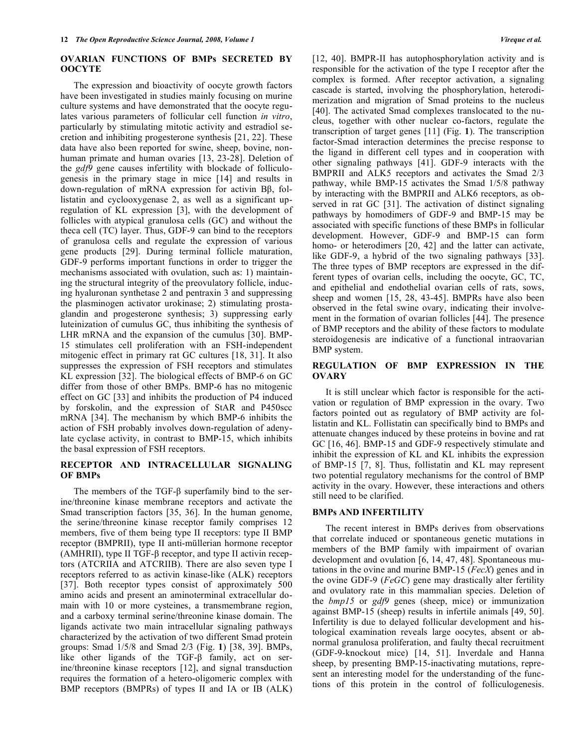## OVARIAN FUNCTIONS OF BMPs SECRETED BY OOCYTE

The expression and bioactivity of oocyte growth factors have been investigated in studies mainly focusing on murine culture systems and have demonstrated that the oocyte regulates various parameters of follicular cell function *in vitro*, particularly by stimulating mitotic activity and estradiol secretion and inhibiting progesterone synthesis [21, 22]. These data have also been reported for swine, sheep, bovine, non-human primate and human ovaries [13, 23-28]. Deletion of the *gdf9* gene causes infertility with blockade of folliculogenesis in the primary stage in mice [14] and results in down-regulation of mRNA expression for activin Bβ, follistatin and cyclooxygenase 2, as well as a significant up-regulation of KL expression [3], with the development of follicles with atypical granulosa cells (GC) and without the theca cell (TC) layer. Thus, GDF-9 can bind to the receptors of granulosa cells and regulate the expression of various gene products [29]. During terminal follicle maturation, GDF-9 performs important functions in order to trigger the mechanisms associated with ovulation, such as: 1) maintaining the structural integrity of the preovulatory follicle, inducing hyaluronan synthetase 2 and pentraxin 3 and suppressing the plasminogen activator urokinase; 2) stimulating prostaglandin and progesterone synthesis; 3) suppressing early luteinization of cumulus GC, thus inhibiting the synthesis of LHR mRNA and the expansion of the cumulus [30]. BMP-15 stimulates cell proliferation with an FSH-independent mitogenic effect in primary rat GC cultures [18, 31]. It also suppresses the expression of FSH receptors and stimulates KL expression [32]. The biological effects of BMP-6 on GC differ from those of other BMPs. BMP-6 has no mitogenic effect on GC [33] and inhibits the production of P4 induced by forskolin, and the expression of StAR and P450scc mRNA [34]. The mechanism by which BMP-6 inhibits the action of FSH probably involves down-regulation of adenylate cyclase activity, in contrast to BMP-15, which inhibits the basal expression of FSH receptors.

## RECEPTOR AND INTRACELLULAR SIGNALING OF BMPs

The members of the TGF-β superfamily bind to the serine/threonine kinase membrane receptors and activate the Smad transcription factors [35, 36]. In the human genome, the serine/threonine kinase receptor family comprises 12 members, five of them being type II receptors: type II BMP receptor (BMPRII), type II anti-müllerian hormone receptor (AMHRII), type II TGF-β receptor, and type II activin receptors (ATCRIIA and ATCRIIB). There are also seven type I receptors referred to as activin kinase-like (ALK) receptors [37]. Both receptor types consist of approximately 500 amino acids and present an aminoterminal extracellular domain with 10 or more cysteines, a transmembrane region, and a carboxy terminal serine/threonine kinase domain. The ligands activate two main intracellular signaling pathways characterized by the activation of two different Smad protein groups: Smad 1/5/8 and Smad 2/3 (Fig. **1**) [38, 39]. BMPs, like other ligands of the TGF-β family, act on serine/threonine kinase receptors [12], and signal transduction requires the formation of a hetero-oligomeric complex with BMP receptors (BMPRs) of types II and IA or IB (ALK) [12, 40]. BMPR-II has autophosphorylation activity and is responsible for the activation of the type I receptor after the complex is formed. After receptor activation, a signaling cascade is started, involving the phosphorylation, heterodimerization and migration of Smad proteins to the nucleus [40]. The activated Smad complexes translocated to the nucleus, together with other nuclear co-factors, regulate the transcription of target genes [11] (Fig. **1**). The transcription factor-Smad interaction determines the precise response to the ligand in different cell types and in cooperation with other signaling pathways [41]. GDF-9 interacts with the BMPRII and ALK5 receptors and activates the Smad 2/3 pathway, while BMP-15 activates the Smad 1/5/8 pathway by interacting with the BMPRII and ALK6 receptors, as observed in rat GC [31]. The activation of distinct signaling pathways by homodimers of GDF-9 and BMP-15 may be associated with specific functions of these BMPs in follicular development. However, GDF-9 and BMP-15 can form homo- or heterodimers [20, 42] and the latter can activate, like GDF-9, a hybrid of the two signaling pathways [33]. The three types of BMP receptors are expressed in the different types of ovarian cells, including the oocyte, GC, TC, and epithelial and endothelial ovarian cells of rats, sows, sheep and women [15, 28, 43-45]. BMPRs have also been observed in the fetal swine ovary, indicating their involvement in the formation of ovarian follicles [44]. The presence of BMP receptors and the ability of these factors to modulate steroidogenesis are indicative of a functional intraovarian BMP system.

## REGULATION OF BMP EXPRESSION IN THE OVARY

It is still unclear which factor is responsible for the activation or regulation of BMP expression in the ovary. Two factors pointed out as regulatory of BMP activity are follistatin and KL. Follistatin can specifically bind to BMPs and attenuate changes induced by these proteins in bovine and rat GC [16, 46]. BMP-15 and GDF-9 respectively stimulate and inhibit the expression of KL and KL inhibits the expression of BMP-15 [7, 8]. Thus, follistatin and KL may represent two potential regulatory mechanisms for the control of BMP activity in the ovary. However, these interactions and others still need to be clarified.

## BMPs AND INFERTILITY

The recent interest in BMPs derives from observations that correlate induced or spontaneous genetic mutations in members of the BMP family with impairment of ovarian development and ovulation [6, 14, 47, 48]. Spontaneous mutations in the ovine and murine BMP-15 (*FecX*) genes and in the ovine GDF-9 (*FeGC*) gene may drastically alter fertility and ovulatory rate in this mammalian species. Deletion of the *bmp15* or *gdf9* genes (sheep, mice) or immunization against BMP-15 (sheep) results in infertile animals [49, 50]. Infertility is due to delayed follicular development and histological examination reveals large oocytes, absent or abnormal granulosa proliferation, and faulty thecal recruitment (GDF-9-knockout mice) [14, 51]. Inverdale and Hanna sheep, by presenting BMP-15-inactivating mutations, represent an interesting model for the understanding of the functions of this protein in the control of folliculogenesis.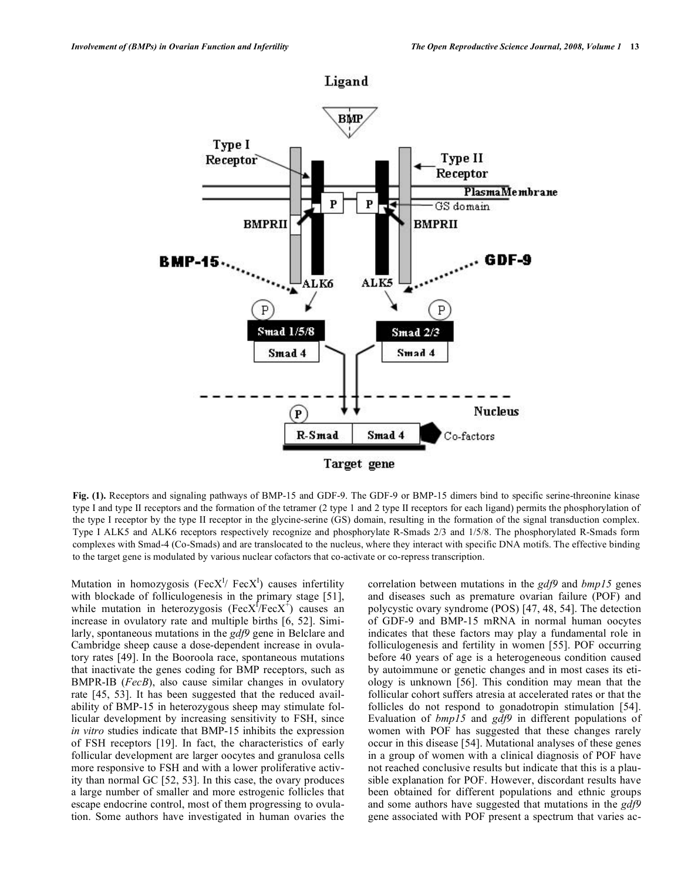**Fig. (1).** Receptors and signaling pathways of BMP-15 and GDF-9. The GDF-9 or BMP-15 dimers bind to specific serine-threonine kinase type I and type II receptors and the formation of the tetramer (2 type 1 and 2 type II receptors for each ligand) permits the phosphorylation of the type I receptor by the type II receptor in the glycine-serine (GS) domain, resulting in the formation of the signal transduction complex. Type I ALK5 and ALK6 receptors respectively recognize and phosphorylate R-Smads 2/3 and 1/5/8. The phosphorylated R-Smads form complexes with Smad-4 (Co-Smads) and are translocated to the nucleus, where they interact with specific DNA motifs. The effective binding to the target gene is modulated by various nuclear cofactors that co-activate or co-repress transcription.

Mutation in homozygosis ($FecX^I/FecX^I$) causes infertility with blockade of folliculogenesis in the primary stage [51], while mutation in heterozygosis ($FecX^I/FecX^+$) causes an increase in ovulatory rate and multiple births [6, 52]. Similarly, spontaneous mutations in the *gdf9* gene in Belclare and Cambridge sheep cause a dose-dependent increase in ovulatory rates [49]. In the Booroola race, spontaneous mutations that inactivate the genes coding for BMP receptors, such as BMPR-IB (*FecB*), also cause similar changes in ovulatory rate [45, 53]. It has been suggested that the reduced availability of BMP-15 in heterozygous sheep may stimulate follicular development by increasing sensitivity to FSH, since *in vitro* studies indicate that BMP-15 inhibits the expression of FSH receptors [19]. In fact, the characteristics of early follicular development are larger oocytes and granulosa cells more responsive to FSH and with a lower proliferative activity than normal GC [52, 53]. In this case, the ovary produces a large number of smaller and more estrogenic follicles that escape endocrine control, most of them progressing to ovulation. Some authors have investigated in human ovaries the correlation between mutations in the *gdf9* and *bmp15* genes and diseases such as premature ovarian failure (POF) and polycystic ovary syndrome (POS) [47, 48, 54]. The detection of GDF-9 and BMP-15 mRNA in normal human oocytes indicates that these factors may play a fundamental role in folliculogenesis and fertility in women [55]. POF occurring before 40 years of age is a heterogeneous condition caused by autoimmune or genetic changes and in most cases its etiology is unknown [56]. This condition may mean that the follicular cohort suffers atresia at accelerated rates or that the follicles do not respond to gonadotropin stimulation [54]. Evaluation of *bmp15* and *gdf9* in different populations of women with POF has suggested that these changes rarely occur in this disease [54]. Mutational analyses of these genes in a group of women with a clinical diagnosis of POF have not reached conclusive results but indicate that this is a plausible explanation for POF. However, discordant results have been obtained for different populations and ethnic groups and some authors have suggested that mutations in the *gdf9* gene associated with POF present a spectrum that varies ac-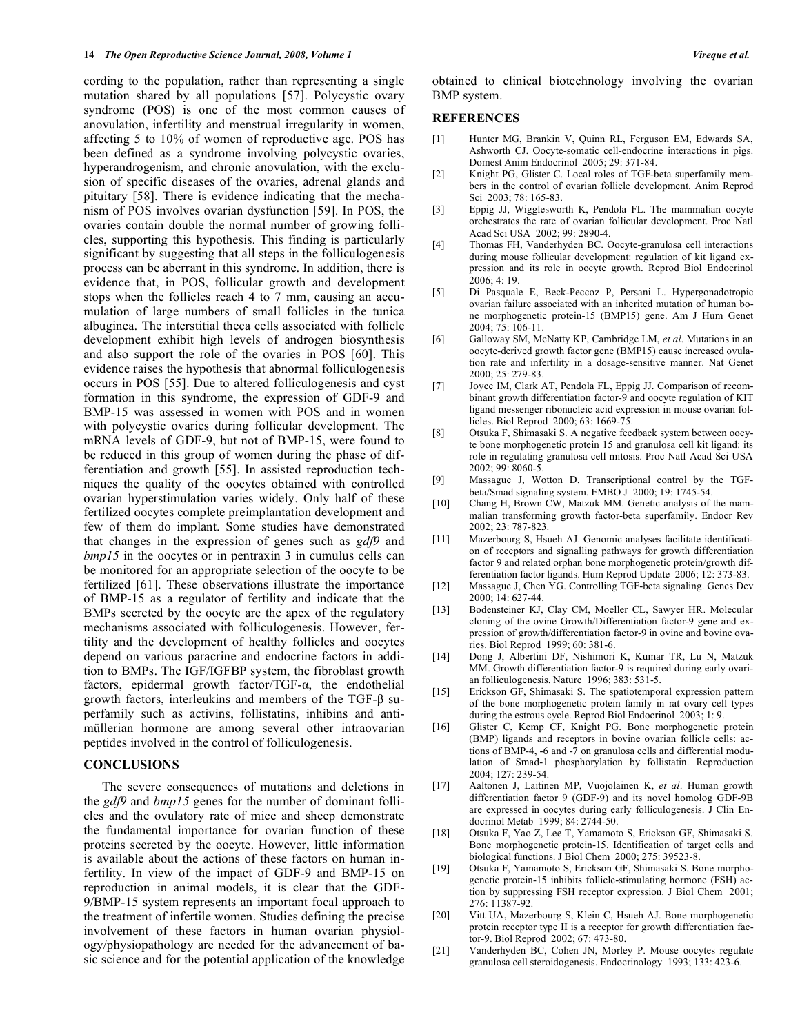cording to the population, rather than representing a single mutation shared by all populations [57]. Polycystic ovary syndrome (POS) is one of the most common causes of anovulation, infertility and menstrual irregularity in women, affecting 5 to 10% of women of reproductive age. POS has been defined as a syndrome involving polycystic ovaries, hyperandrogenism, and chronic anovulation, with the exclusion of specific diseases of the ovaries, adrenal glands and pituitary [58]. There is evidence indicating that the mechanism of POS involves ovarian dysfunction [59]. In POS, the ovaries contain double the normal number of growing follicles, supporting this hypothesis. This finding is particularly significant by suggesting that all steps in the folliculogenesis process can be aberrant in this syndrome. In addition, there is evidence that, in POS, follicular growth and development stops when the follicles reach 4 to 7 mm, causing an accumulation of large numbers of small follicles in the tunica albuginea. The interstitial theca cells associated with follicle development exhibit high levels of androgen biosynthesis and also support the role of the ovaries in POS [60]. This evidence raises the hypothesis that abnormal folliculogenesis occurs in POS [55]. Due to altered folliculogenesis and cyst formation in this syndrome, the expression of GDF-9 and BMP-15 was assessed in women with POS and in women with polycystic ovaries during follicular development. The mRNA levels of GDF-9, but not of BMP-15, were found to be reduced in this group of women during the phase of differentiation and growth [55]. In assisted reproduction techniques the quality of the oocytes obtained with controlled ovarian hyperstimulation varies widely. Only half of these fertilized oocytes complete preimplantation development and few of them do implant. Some studies have demonstrated that changes in the expression of genes such as *gdf9* and *bmp15* in the oocytes or in pentraxin 3 in cumulus cells can be monitored for an appropriate selection of the oocyte to be fertilized [61]. These observations illustrate the importance of BMP-15 as a regulator of fertility and indicate that the BMPs secreted by the oocyte are the apex of the regulatory mechanisms associated with folliculogenesis. However, fertility and the development of healthy follicles and oocytes depend on various paracrine and endocrine factors in addition to BMPs. The IGF/IGFBP system, the fibroblast growth factors, epidermal growth factor/TGF-α, the endothelial growth factors, interleukins and members of the TGF-β superfamily such as activins, follistatins, inhibins and anti-müllerian hormone are among several other intraovarian peptides involved in the control of folliculogenesis.

## CONCLUSIONS

The severe consequences of mutations and deletions in the *gdf9* and *bmp15* genes for the number of dominant follicles and the ovulatory rate of mice and sheep demonstrate the fundamental importance for ovarian function of these proteins secreted by the oocyte. However, little information is available about the actions of these factors on human infertility. In view of the impact of GDF-9 and BMP-15 on reproduction in animal models, it is clear that the GDF-9/BMP-15 system represents an important focal approach to the treatment of infertile women. Studies defining the precise involvement of these factors in human ovarian physiology/physiopathology are needed for the advancement of basic science and for the potential application of the knowledge obtained to clinical biotechnology involving the ovarian BMP system.

## REFERENCES

[1] Hunter MG, Brankin V, Quinn RL, Ferguson EM, Edwards SA, Ashworth CJ. Oocyte-somatic cell-endocrine interactions in pigs. Domest Anim Endocrinol 2005; 29: 371-84.

[2] Knight PG, Glister C. Local roles of TGF-beta superfamily members in the control of ovarian follicle development. Anim Reprod Sci 2003; 78: 165-83.

[3] Eppig JJ, Wigglesworth K, Pendola FL. The mammalian oocyte orchestrates the rate of ovarian follicular development. Proc Natl Acad Sci USA 2002; 99: 2890-4.

[4] Thomas FH, Vanderhyden BC. Oocyte-granulosa cell interactions during mouse follicular development: regulation of kit ligand expression and its role in oocyte growth. Reprod Biol Endocrinol 2006; 4: 19.

[5] Di Pasquale E, Beck-Peccoz P, Persani L. Hypergonadotropic ovarian failure associated with an inherited mutation of human bone morphogenetic protein-15 (BMP15) gene. Am J Hum Genet 2004; 75: 106-11.

[6] Galloway SM, McNatty KP, Cambridge LM, *et al*. Mutations in an oocyte-derived growth factor gene (BMP15) cause increased ovulation rate and infertility in a dosage-sensitive manner. Nat Genet 2000; 25: 279-83.

[7] Joyce IM, Clark AT, Pendola FL, Eppig JJ. Comparison of recombinant growth differentiation factor-9 and oocyte regulation of KIT ligand messenger ribonucleic acid expression in mouse ovarian follicles. Biol Reprod 2000; 63: 1669-75.

[8] Otsuka F, Shimasaki S. A negative feedback system between oocyte bone morphogenetic protein 15 and granulosa cell kit ligand: its role in regulating granulosa cell mitosis. Proc Natl Acad Sci USA 2002; 99: 8060-5.

[9] Massague J, Wotton D. Transcriptional control by the TGF-beta/Smad signaling system. EMBO J 2000; 19: 1745-54.

[10] Chang H, Brown CW, Matzuk MM. Genetic analysis of the mammalian transforming growth factor-beta superfamily. Endocr Rev 2002; 23: 787-823.

[11] Mazerbourg S, Hsueh AJ. Genomic analyses facilitate identification of receptors and signalling pathways for growth differentiation factor 9 and related orphan bone morphogenetic protein/growth differentiation factor ligands. Hum Reprod Update 2006; 12: 373-83.

[12] Massague J, Chen YG. Controlling TGF-beta signaling. Genes Dev 2000; 14: 627-44.

[13] Bodensteiner KJ, Clay CM, Moeller CL, Sawyer HR. Molecular cloning of the ovine Growth/Differentiation factor-9 gene and expression of growth/differentiation factor-9 in ovine and bovine ovaries. Biol Reprod 1999; 60: 381-6.

[14] Dong J, Albertini DF, Nishimori K, Kumar TR, Lu N, Matzuk MM. Growth differentiation factor-9 is required during early ovarian folliculogenesis. Nature 1996; 383: 531-5.

[15] Erickson GF, Shimasaki S. The spatiotemporal expression pattern of the bone morphogenetic protein family in rat ovary cell types during the estrous cycle. Reprod Biol Endocrinol 2003; 1: 9.

[16] Glister C, Kemp CF, Knight PG. Bone morphogenetic protein (BMP) ligands and receptors in bovine ovarian follicle cells: actions of BMP-4, -6 and -7 on granulosa cells and differential modulation of Smad-1 phosphorylation by follistatin. Reproduction 2004; 127: 239-54.

[17] Aaltonen J, Laitinen MP, Vuojolainen K, *et al*. Human growth differentiation factor 9 (GDF-9) and its novel homolog GDF-9B are expressed in oocytes during early folliculogenesis. J Clin Endocrinol Metab 1999; 84: 2744-50.

[18] Otsuka F, Yao Z, Lee T, Yamamoto S, Erickson GF, Shimasaki S. Bone morphogenetic protein-15. Identification of target cells and biological functions. J Biol Chem 2000; 275: 39523-8.

[19] Otsuka F, Yamamoto S, Erickson GF, Shimasaki S. Bone morphogenetic protein-15 inhibits follicle-stimulating hormone (FSH) action by suppressing FSH receptor expression. J Biol Chem 2001; 276: 11387-92.

[20] Vitt UA, Mazerbourg S, Klein C, Hsueh AJ. Bone morphogenetic protein receptor type II is a receptor for growth differentiation factor-9. Biol Reprod 2002; 67: 473-80.

[21] Vanderhyden BC, Cohen JN, Morley P. Mouse oocytes regulate granulosa cell steroidogenesis. Endocrinology 1993; 133: 423-6.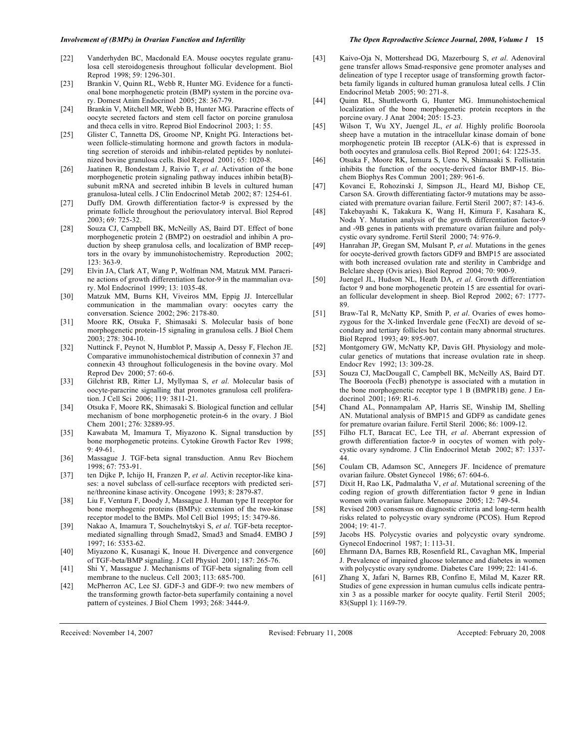[22] Vanderhyden BC, Macdonald EA. Mouse oocytes regulate granulosa cell steroidogenesis throughout follicular development. Biol Reprod 1998; 59: 1296-301.

[23] Brankin V, Quinn RL, Webb R, Hunter MG. Evidence for a functional bone morphogenetic protein (BMP) system in the porcine ovary. Domest Anim Endocrinol 2005; 28: 367-79.

[24] Brankin V, Mitchell MR, Webb B, Hunter MG. Paracrine effects of oocyte secreted factors and stem cell factor on porcine granulosa and theca cells in vitro. Reprod Biol Endocrinol 2003; 1: 55.

[25] Glister C, Tannetta DS, Groome NP, Knight PG. Interactions between follicle-stimulating hormone and growth factors in modulating secretion of steroids and inhibin-related peptides by nonluteinized bovine granulosa cells. Biol Reprod 2001; 65: 1020-8.

[26] Jaatinen R, Bondestam J, Raivio T, *et al*. Activation of the bone morphogenetic protein signaling pathway induces inhibin beta(B)-subunit mRNA and secreted inhibin B levels in cultured human granulosa-luteal cells. J Clin Endocrinol Metab 2002; 87: 1254-61.

[27] Duffy DM. Growth differentiation factor-9 is expressed by the primate follicle throughout the periovulatory interval. Biol Reprod 2003; 69: 725-32.

[28] Souza CJ, Campbell BK, McNeilly AS, Baird DT. Effect of bone morphogenetic protein 2 (BMP2) on oestradiol and inhibin A production by sheep granulosa cells, and localization of BMP receptors in the ovary by immunohistochemistry. Reproduction 2002; 123: 363-9.

[29] Elvin JA, Clark AT, Wang P, Wolfman NM, Matzuk MM. Paracrine actions of growth differentiation factor-9 in the mammalian ovary. Mol Endocrinol 1999; 13: 1035-48.

[30] Matzuk MM, Burns KH, Viveiros MM, Eppig JJ. Intercellular communication in the mammalian ovary: oocytes carry the conversation. Science 2002; 296: 2178-80.

[31] Moore RK, Otsuka F, Shimasaki S. Molecular basis of bone morphogenetic protein-15 signaling in granulosa cells. J Biol Chem 2003; 278: 304-10.

[32] Nuttinck F, Peynot N, Humblot P, Massip A, Dessy F, Flechon JE. Comparative immunohistochemical distribution of connexin 37 and connexin 43 throughout folliculogenesis in the bovine ovary. Mol Reprod Dev 2000; 57: 60-6.

[33] Gilchrist RB, Ritter LJ, Myllymaa S, *et al*. Molecular basis of oocyte-paracrine signalling that promotes granulosa cell proliferation. J Cell Sci 2006; 119: 3811-21.

[34] Otsuka F, Moore RK, Shimasaki S. Biological function and cellular mechanism of bone morphogenetic protein-6 in the ovary. J Biol Chem 2001; 276: 32889-95.

[35] Kawabata M, Imamura T, Miyazono K. Signal transduction by bone morphogenetic proteins. Cytokine Growth Factor Rev 1998; 9: 49-61.

[36] Massague J. TGF-beta signal transduction. Annu Rev Biochem 1998; 67: 753-91.

[37] ten Dijke P, Ichijo H, Franzen P, *et al*. Activin receptor-like kinases: a novel subclass of cell-surface receptors with predicted serine/threonine kinase activity. Oncogene 1993; 8: 2879-87.

[38] Liu F, Ventura F, Doody J, Massague J. Human type II receptor for bone morphogenic proteins (BMPs): extension of the two-kinase receptor model to the BMPs. Mol Cell Biol 1995; 15: 3479-86.

[39] Nakao A, Imamura T, Souchelnytskyi S, *et al*. TGF-beta receptor-mediated signalling through Smad2, Smad3 and Smad4. EMBO J 1997; 16: 5353-62.

[40] Miyazono K, Kusanagi K, Inoue H. Divergence and convergence of TGF-beta/BMP signaling. J Cell Physiol 2001; 187: 265-76.

[41] Shi Y, Massague J. Mechanisms of TGF-beta signaling from cell membrane to the nucleus. Cell 2003; 113: 685-700.

[42] McPherron AC, Lee SJ. GDF-3 and GDF-9: two new members of the transforming growth factor-beta superfamily containing a novel pattern of cysteines. J Biol Chem 1993; 268: 3444-9.

[43] Kaivo-Oja N, Mottershead DG, Mazerbourg S, *et al*. Adenoviral gene transfer allows Smad-responsive gene promoter analyses and delineation of type I receptor usage of transforming growth factor-beta family ligands in cultured human granulosa luteal cells. J Clin Endocrinol Metab 2005; 90: 271-8.

[44] Quinn RL, Shuttleworth G, Hunter MG. Immunohistochemical localization of the bone morphogenetic protein receptors in the porcine ovary. J Anat 2004; 205: 15-23.

[45] Wilson T, Wu XY, Juengel JL, *et al*. Highly prolific Booroola sheep have a mutation in the intracellular kinase domain of bone morphogenetic protein IB receptor (ALK-6) that is expressed in both oocytes and granulosa cells. Biol Reprod 2001; 64: 1225-35.

[46] Otsuka F, Moore RK, Iemura S, Ueno N, Shimasaki S. Follistatin inhibits the function of the oocyte-derived factor BMP-15. Biochem Biophys Res Commun 2001; 289: 961-6.

[47] Kovanci E, Rohozinski J, Simpson JL, Heard MJ, Bishop CE, Carson SA. Growth differentiating factor-9 mutations may be associated with premature ovarian failure. Fertil Steril 2007; 87: 143-6.

[48] Takebayashi K, Takakura K, Wang H, Kimura F, Kasahara K, Noda Y. Mutation analysis of the growth differentiation factor-9 and -9B genes in patients with premature ovarian failure and polycystic ovary syndrome. Fertil Steril 2000; 74: 976-9.

[49] Hanrahan JP, Gregan SM, Mulsant P, *et al*. Mutations in the genes for oocyte-derived growth factors GDF9 and BMP15 are associated with both increased ovulation rate and sterility in Cambridge and Belclare sheep (Ovis aries). Biol Reprod 2004; 70: 900-9.

[50] Juengel JL, Hudson NL, Heath DA, *et al*. Growth differentiation factor 9 and bone morphogenetic protein 15 are essential for ovarian follicular development in sheep. Biol Reprod 2002; 67: 1777-89.

[51] Braw-Tal R, McNatty KP, Smith P, *et al*. Ovaries of ewes homozygous for the X-linked Inverdale gene (FecXI) are devoid of secondary and tertiary follicles but contain many abnormal structures. Biol Reprod 1993; 49: 895-907.

[52] Montgomery GW, McNatty KP, Davis GH. Physiology and molecular genetics of mutations that increase ovulation rate in sheep. Endocr Rev 1992; 13: 309-28.

[53] Souza CJ, MacDougall C, Campbell BK, McNeilly AS, Baird DT. The Booroola (FecB) phenotype is associated with a mutation in the bone morphogenetic receptor type 1 B (BMPR1B) gene. J Endocrinol 2001; 169: R1-6.

[54] Chand AL, Ponnampalam AP, Harris SE, Winship IM, Shelling AN. Mutational analysis of BMP15 and GDF9 as candidate genes for premature ovarian failure. Fertil Steril 2006; 86: 1009-12.

[55] Filho FLT, Baracat EC, Lee TH, *et al*. Aberrant expression of growth differentiation factor-9 in oocytes of women with polycystic ovary syndrome. J Clin Endocrinol Metab 2002; 87: 1337-44.

[56] Coulam CB, Adamson SC, Annegers JF. Incidence of premature ovarian failure. Obstet Gynecol 1986; 67: 604-6.

[57] Dixit H, Rao LK, Padmalatha V, *et al*. Mutational screening of the coding region of growth differentiation factor 9 gene in Indian women with ovarian failure. Menopause 2005; 12: 749-54.

[58] Revised 2003 consensus on diagnostic criteria and long-term health risks related to polycystic ovary syndrome (PCOS). Hum Reprod 2004; 19: 41-7.

[59] Jacobs HS. Polycystic ovaries and polycystic ovary syndrome. Gynecol Endocrinol 1987; 1: 113-31.

[60] Ehrmann DA, Barnes RB, Rosenfield RL, Cavaghan MK, Imperial J. Prevalence of impaired glucose tolerance and diabetes in women with polycystic ovary syndrome. Diabetes Care 1999; 22: 141-6.

[61] Zhang X, Jafari N, Barnes RB, Confino E, Milad M, Kazer RR. Studies of gene expression in human cumulus cells indicate pentraxin 3 as a possible marker for oocyte quality. Fertil Steril 2005; 83(Suppl 1): 1169-79.

Received: November 14, 2007 Revised: February 11, 2008 Accepted: February 20, 2008